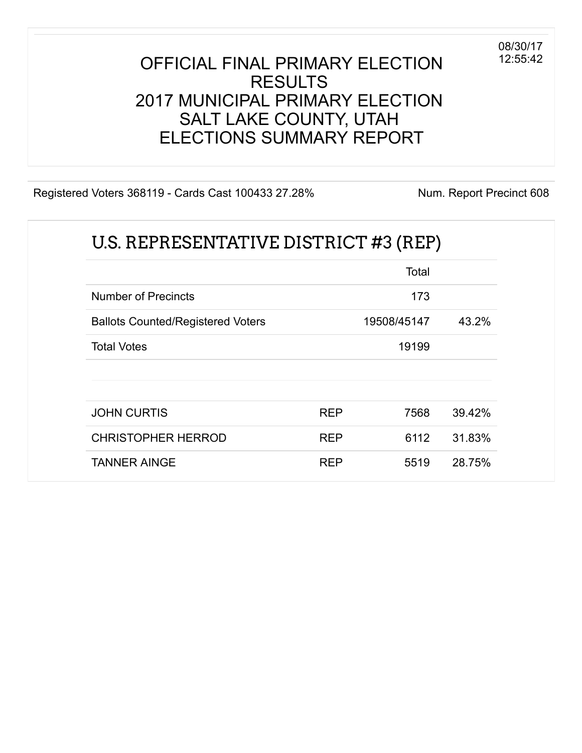08/30/17
12:55:42

# OFFICIAL FINAL PRIMARY ELECTION RESULTS
# 2017 MUNICIPAL PRIMARY ELECTION
# SALT LAKE COUNTY, UTAH
# ELECTIONS SUMMARY REPORT

Registered Voters 368119 - Cards Cast 100433 27.28%

Num. Report Precinct 608

## U.S. REPRESENTATIVE DISTRICT #3 (REP)

| | | Total | |
|---|---|---|---|
| Number of Precincts | | 173 | |
| Ballots Counted/Registered Voters | | 19508/45147 | 43.2% |
| Total Votes | | 19199 | |

| | | | |
|---|---|---|---|
| JOHN CURTIS | REP | 7568 | 39.42% |
| CHRISTOPHER HERROD | REP | 6112 | 31.83% |
| TANNER AINGE | REP | 5519 | 28.75% |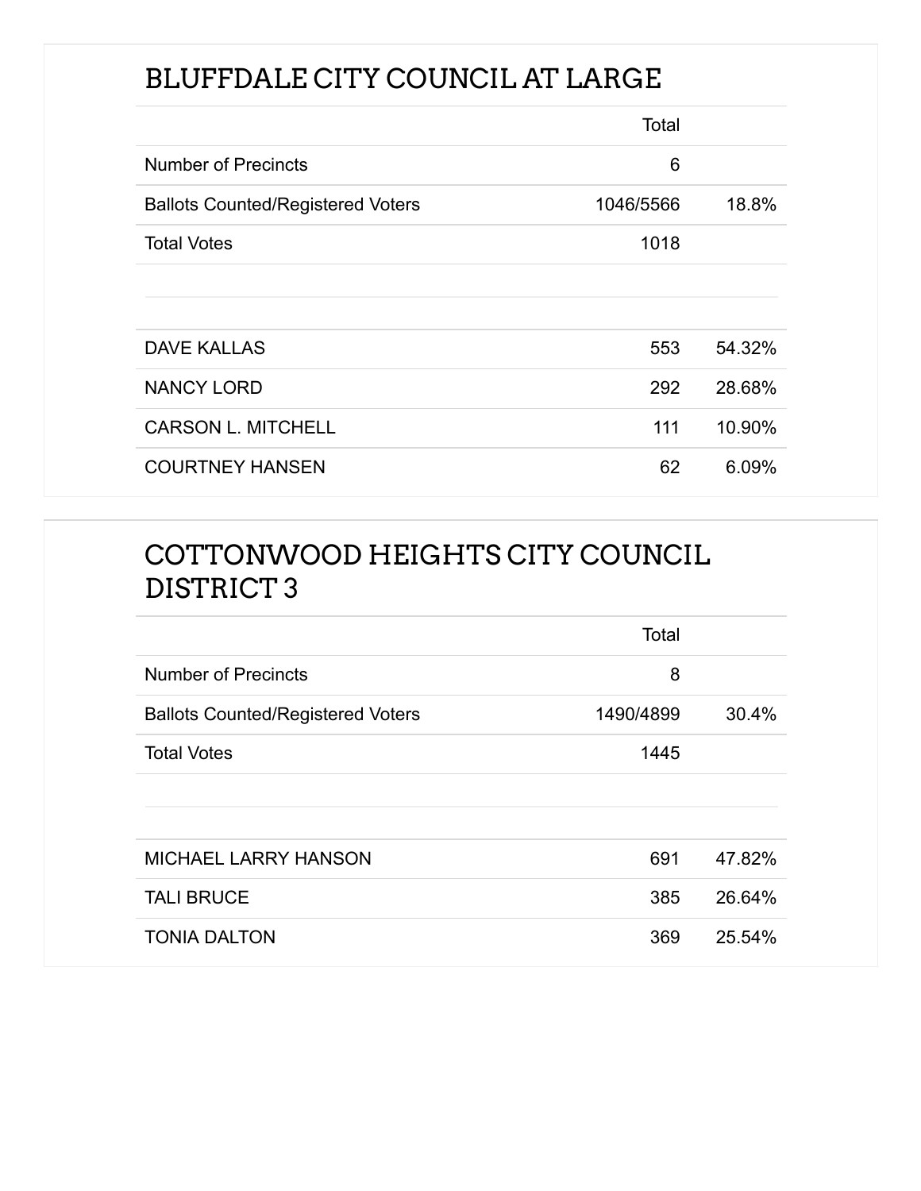## BLUFFDALE CITY COUNCIL AT LARGE

| | Total | |
|---|---|---|
| Number of Precincts | 6 | |
| Ballots Counted/Registered Voters | 1046/5566 | 18.8% |
| Total Votes | 1018 | |

| | | |
|---|---|---|
| DAVE KALLAS | 553 | 54.32% |
| NANCY LORD | 292 | 28.68% |
| CARSON L. MITCHELL | 111 | 10.90% |
| COURTNEY HANSEN | 62 | 6.09% |

## COTTONWOOD HEIGHTS CITY COUNCIL DISTRICT 3

| | Total | |
|---|---|---|
| Number of Precincts | 8 | |
| Ballots Counted/Registered Voters | 1490/4899 | 30.4% |
| Total Votes | 1445 | |

| | | |
|---|---|---|
| MICHAEL LARRY HANSON | 691 | 47.82% |
| TALI BRUCE | 385 | 26.64% |
| TONIA DALTON | 369 | 25.54% |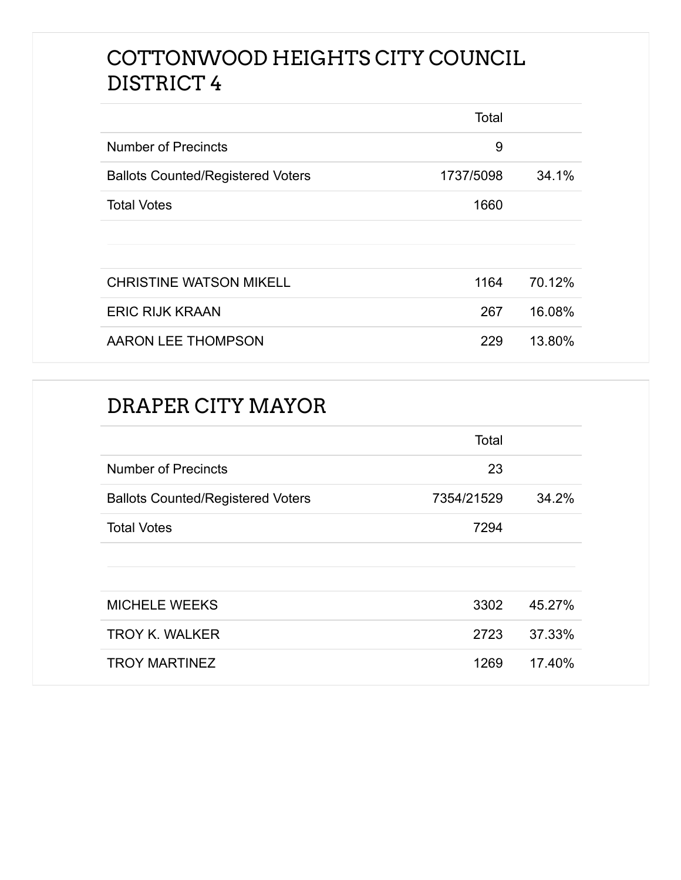## COTTONWOOD HEIGHTS CITY COUNCIL DISTRICT 4

| | Total | |
|---|---|---|
| Number of Precincts | 9 | |
| Ballots Counted/Registered Voters | 1737/5098 | 34.1% |
| Total Votes | 1660 | |
| | | |
| CHRISTINE WATSON MIKELL | 1164 | 70.12% |
| ERIC RIJK KRAAN | 267 | 16.08% |
| AARON LEE THOMPSON | 229 | 13.80% |

## DRAPER CITY MAYOR

| | Total | |
|---|---|---|
| Number of Precincts | 23 | |
| Ballots Counted/Registered Voters | 7354/21529 | 34.2% |
| Total Votes | 7294 | |
| | | |
| MICHELE WEEKS | 3302 | 45.27% |
| TROY K. WALKER | 2723 | 37.33% |
| TROY MARTINEZ | 1269 | 17.40% |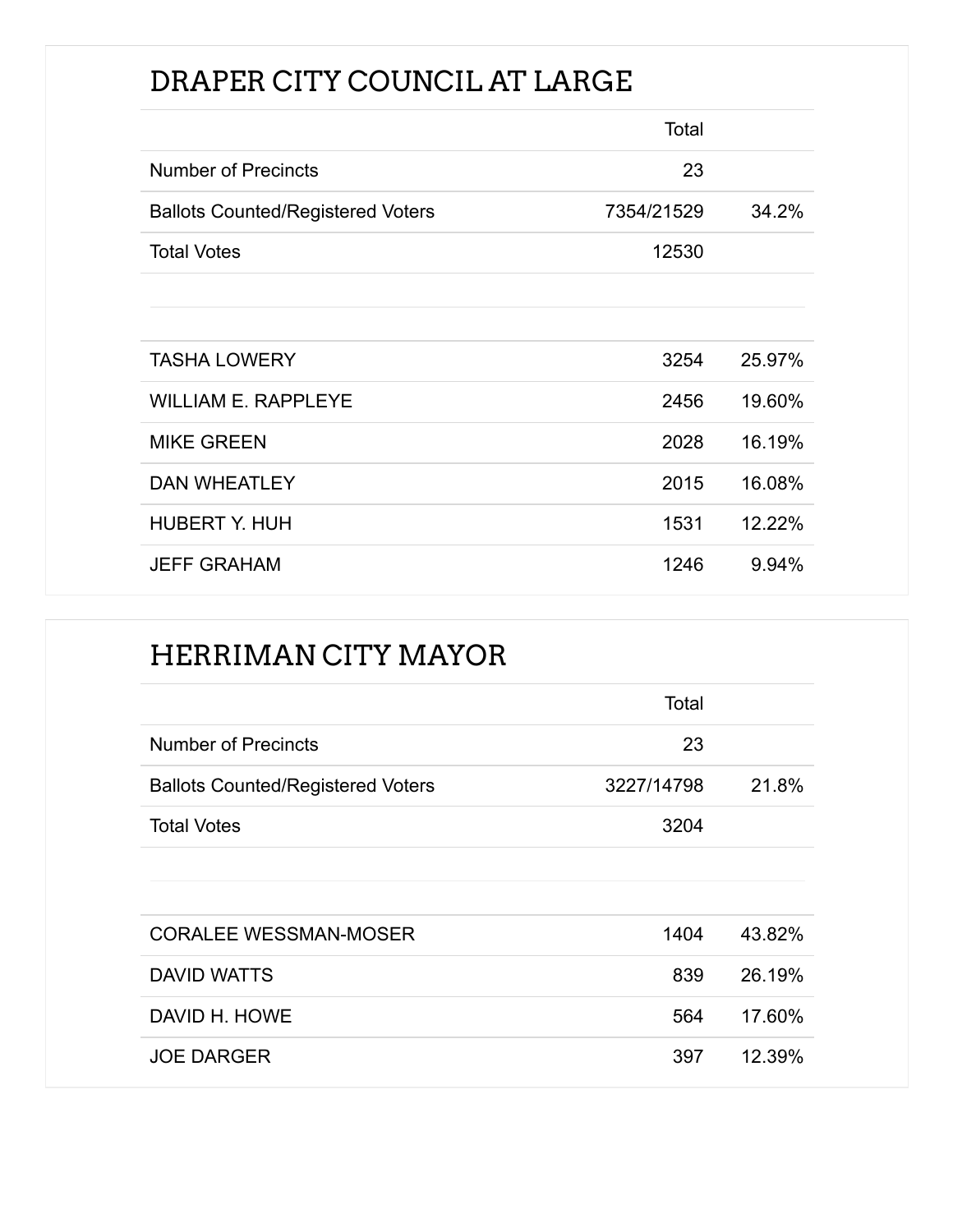## DRAPER CITY COUNCIL AT LARGE

| | Total | |
|---|---|---|
| Number of Precincts | 23 | |
| Ballots Counted/Registered Voters | 7354/21529 | 34.2% |
| Total Votes | 12530 | |

| | | |
|---|---|---|
| TASHA LOWERY | 3254 | 25.97% |
| WILLIAM E. RAPPLEYE | 2456 | 19.60% |
| MIKE GREEN | 2028 | 16.19% |
| DAN WHEATLEY | 2015 | 16.08% |
| HUBERT Y. HUH | 1531 | 12.22% |
| JEFF GRAHAM | 1246 | 9.94% |

## HERRIMAN CITY MAYOR

| | Total | |
|---|---|---|
| Number of Precincts | 23 | |
| Ballots Counted/Registered Voters | 3227/14798 | 21.8% |
| Total Votes | 3204 | |

| | | |
|---|---|---|
| CORALEE WESSMAN-MOSER | 1404 | 43.82% |
| DAVID WATTS | 839 | 26.19% |
| DAVID H. HOWE | 564 | 17.60% |
| JOE DARGER | 397 | 12.39% |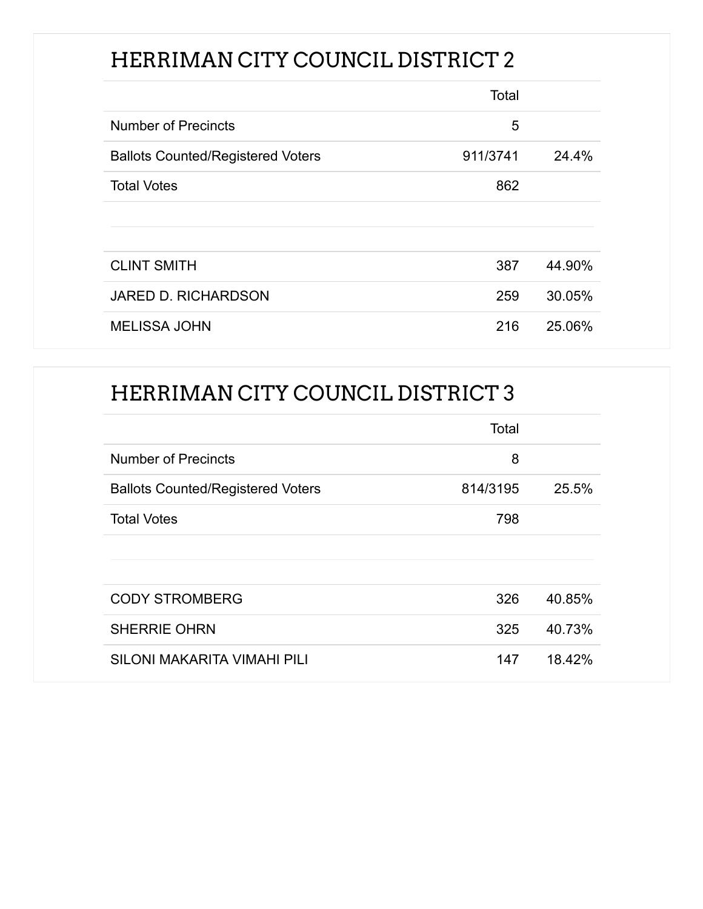## HERRIMAN CITY COUNCIL DISTRICT 2

| | Total | |
|---|---|---|
| Number of Precincts | 5 | |
| Ballots Counted/Registered Voters | 911/3741 | 24.4% |
| Total Votes | 862 | |

| | | |
|---|---|---|
| CLINT SMITH | 387 | 44.90% |
| JARED D. RICHARDSON | 259 | 30.05% |
| MELISSA JOHN | 216 | 25.06% |

## HERRIMAN CITY COUNCIL DISTRICT 3

| | Total | |
|---|---|---|
| Number of Precincts | 8 | |
| Ballots Counted/Registered Voters | 814/3195 | 25.5% |
| Total Votes | 798 | |

| | | |
|---|---|---|
| CODY STROMBERG | 326 | 40.85% |
| SHERRIE OHRN | 325 | 40.73% |
| SILONI MAKARITA VIMAHI PILI | 147 | 18.42% |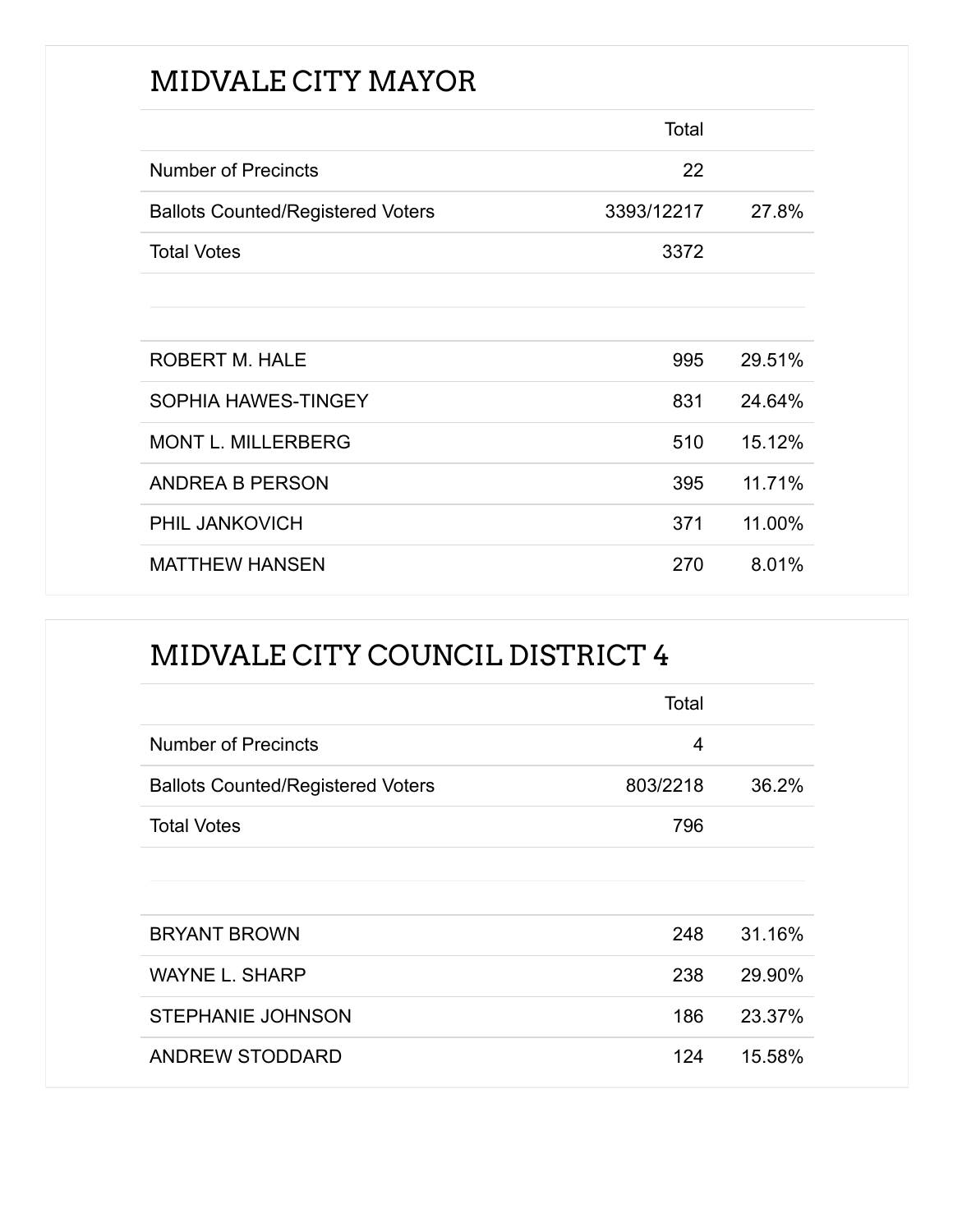## MIDVALE CITY MAYOR

| | Total | |
|---|---|---|
| Number of Precincts | 22 | |
| Ballots Counted/Registered Voters | 3393/12217 | 27.8% |
| Total Votes | 3372 | |

| | | |
|---|---|---|
| ROBERT M. HALE | 995 | 29.51% |
| SOPHIA HAWES-TINGEY | 831 | 24.64% |
| MONT L. MILLERBERG | 510 | 15.12% |
| ANDREA B PERSON | 395 | 11.71% |
| PHIL JANKOVICH | 371 | 11.00% |
| MATTHEW HANSEN | 270 | 8.01% |

## MIDVALE CITY COUNCIL DISTRICT 4

| | Total | |
|---|---|---|
| Number of Precincts | 4 | |
| Ballots Counted/Registered Voters | 803/2218 | 36.2% |
| Total Votes | 796 | |

| | | |
|---|---|---|
| BRYANT BROWN | 248 | 31.16% |
| WAYNE L. SHARP | 238 | 29.90% |
| STEPHANIE JOHNSON | 186 | 23.37% |
| ANDREW STODDARD | 124 | 15.58% |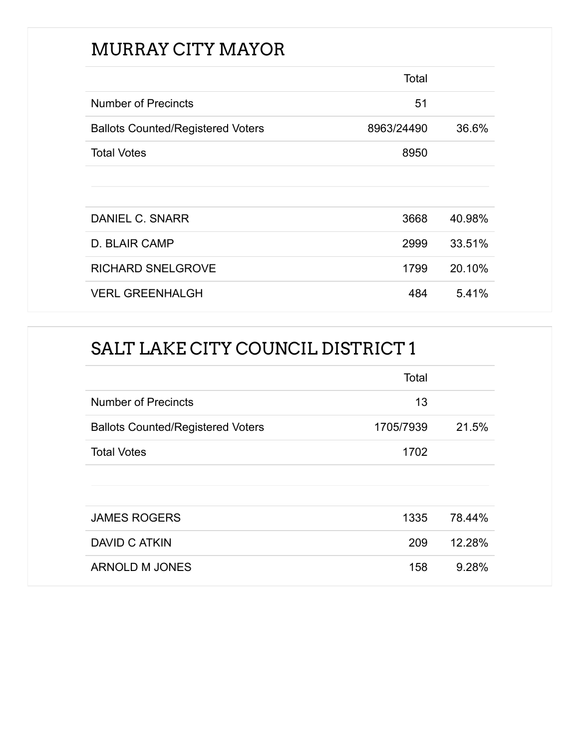## MURRAY CITY MAYOR

| | Total | |
|---|---|---|
| Number of Precincts | 51 | |
| Ballots Counted/Registered Voters | 8963/24490 | 36.6% |
| Total Votes | 8950 | |
| | | |
| DANIEL C. SNARR | 3668 | 40.98% |
| D. BLAIR CAMP | 2999 | 33.51% |
| RICHARD SNELGROVE | 1799 | 20.10% |
| VERL GREENHALGH | 484 | 5.41% |

## SALT LAKE CITY COUNCIL DISTRICT 1

| | Total | |
|---|---|---|
| Number of Precincts | 13 | |
| Ballots Counted/Registered Voters | 1705/7939 | 21.5% |
| Total Votes | 1702 | |
| | | |
| JAMES ROGERS | 1335 | 78.44% |
| DAVID C ATKIN | 209 | 12.28% |
| ARNOLD M JONES | 158 | 9.28% |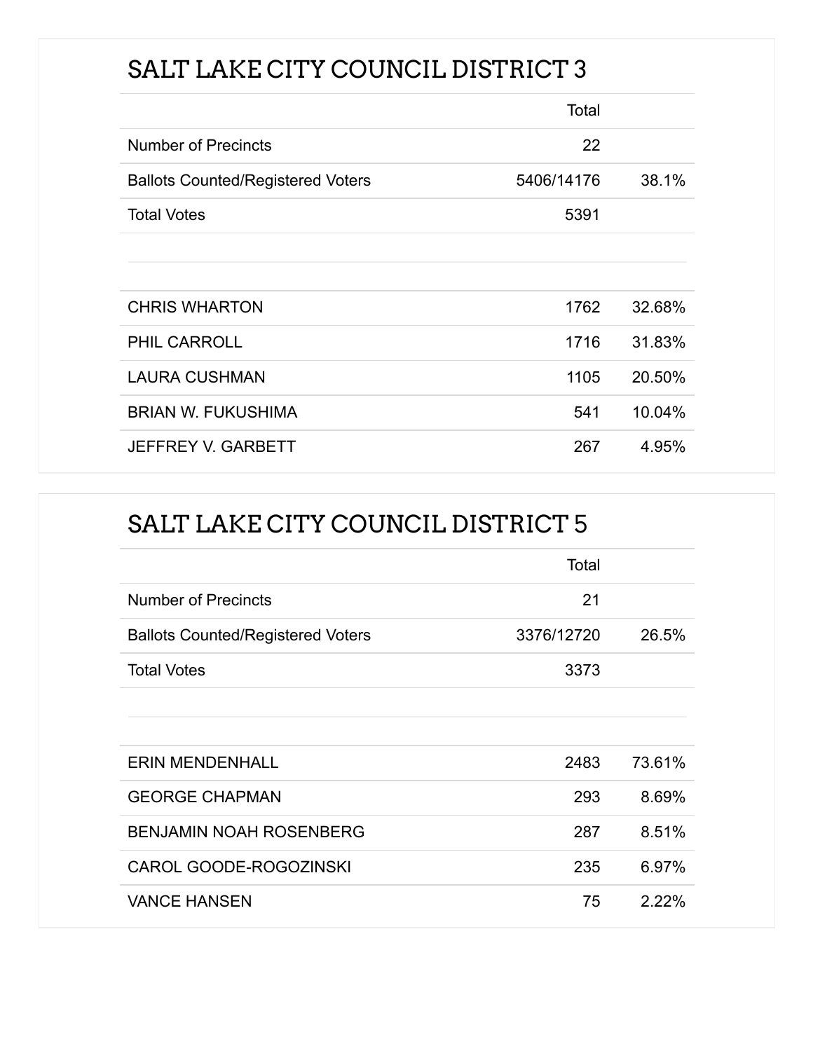## SALT LAKE CITY COUNCIL DISTRICT 3

| | Total | |
|---|---|---|
| Number of Precincts | 22 | |
| Ballots Counted/Registered Voters | 5406/14176 | 38.1% |
| Total Votes | 5391 | |

| | | |
|---|---|---|
| CHRIS WHARTON | 1762 | 32.68% |
| PHIL CARROLL | 1716 | 31.83% |
| LAURA CUSHMAN | 1105 | 20.50% |
| BRIAN W. FUKUSHIMA | 541 | 10.04% |
| JEFFREY V. GARBETT | 267 | 4.95% |

## SALT LAKE CITY COUNCIL DISTRICT 5

| | Total | |
|---|---|---|
| Number of Precincts | 21 | |
| Ballots Counted/Registered Voters | 3376/12720 | 26.5% |
| Total Votes | 3373 | |

| | | |
|---|---|---|
| ERIN MENDENHALL | 2483 | 73.61% |
| GEORGE CHAPMAN | 293 | 8.69% |
| BENJAMIN NOAH ROSENBERG | 287 | 8.51% |
| CAROL GOODE-ROGOZINSKI | 235 | 6.97% |
| VANCE HANSEN | 75 | 2.22% |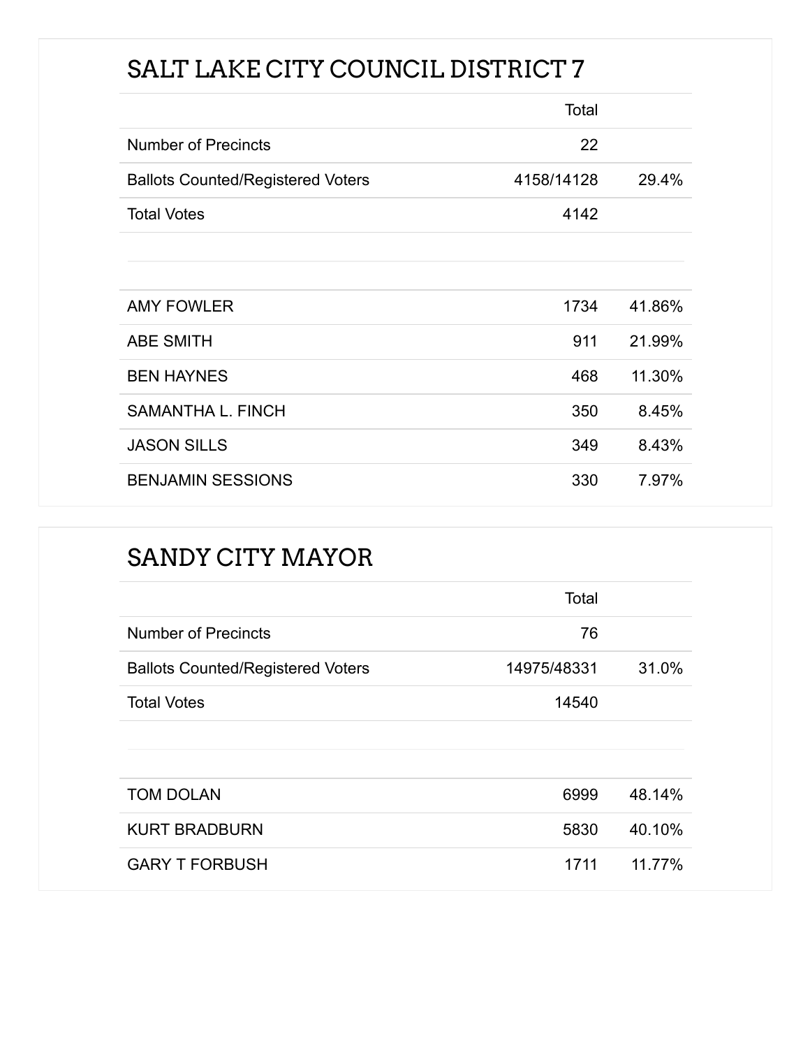## SALT LAKE CITY COUNCIL DISTRICT 7

| | Total | |
|---|---|---|
| Number of Precincts | 22 | |
| Ballots Counted/Registered Voters | 4158/14128 | 29.4% |
| Total Votes | 4142 | |

| | | |
|---|---|---|
| AMY FOWLER | 1734 | 41.86% |
| ABE SMITH | 911 | 21.99% |
| BEN HAYNES | 468 | 11.30% |
| SAMANTHA L. FINCH | 350 | 8.45% |
| JASON SILLS | 349 | 8.43% |
| BENJAMIN SESSIONS | 330 | 7.97% |

## SANDY CITY MAYOR

| | Total | |
|---|---|---|
| Number of Precincts | 76 | |
| Ballots Counted/Registered Voters | 14975/48331 | 31.0% |
| Total Votes | 14540 | |

| | | |
|---|---|---|
| TOM DOLAN | 6999 | 48.14% |
| KURT BRADBURN | 5830 | 40.10% |
| GARY T FORBUSH | 1711 | 11.77% |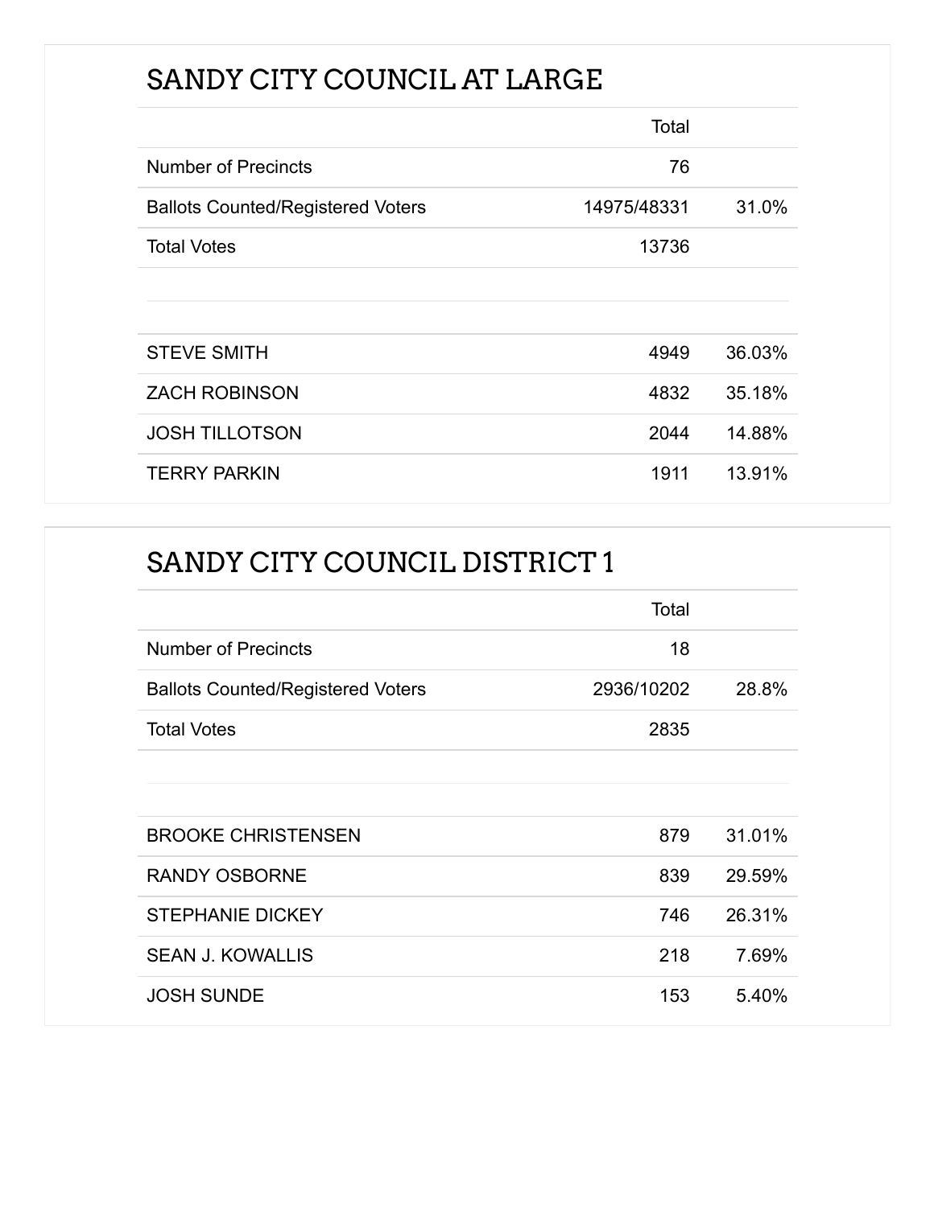## SANDY CITY COUNCIL AT LARGE

| | Total | |
|---|---|---|
| Number of Precincts | 76 | |
| Ballots Counted/Registered Voters | 14975/48331 | 31.0% |
| Total Votes | 13736 | |

| | | |
|---|---|---|
| STEVE SMITH | 4949 | 36.03% |
| ZACH ROBINSON | 4832 | 35.18% |
| JOSH TILLOTSON | 2044 | 14.88% |
| TERRY PARKIN | 1911 | 13.91% |

## SANDY CITY COUNCIL DISTRICT 1

| | Total | |
|---|---|---|
| Number of Precincts | 18 | |
| Ballots Counted/Registered Voters | 2936/10202 | 28.8% |
| Total Votes | 2835 | |

| | | |
|---|---|---|
| BROOKE CHRISTENSEN | 879 | 31.01% |
| RANDY OSBORNE | 839 | 29.59% |
| STEPHANIE DICKEY | 746 | 26.31% |
| SEAN J. KOWALLIS | 218 | 7.69% |
| JOSH SUNDE | 153 | 5.40% |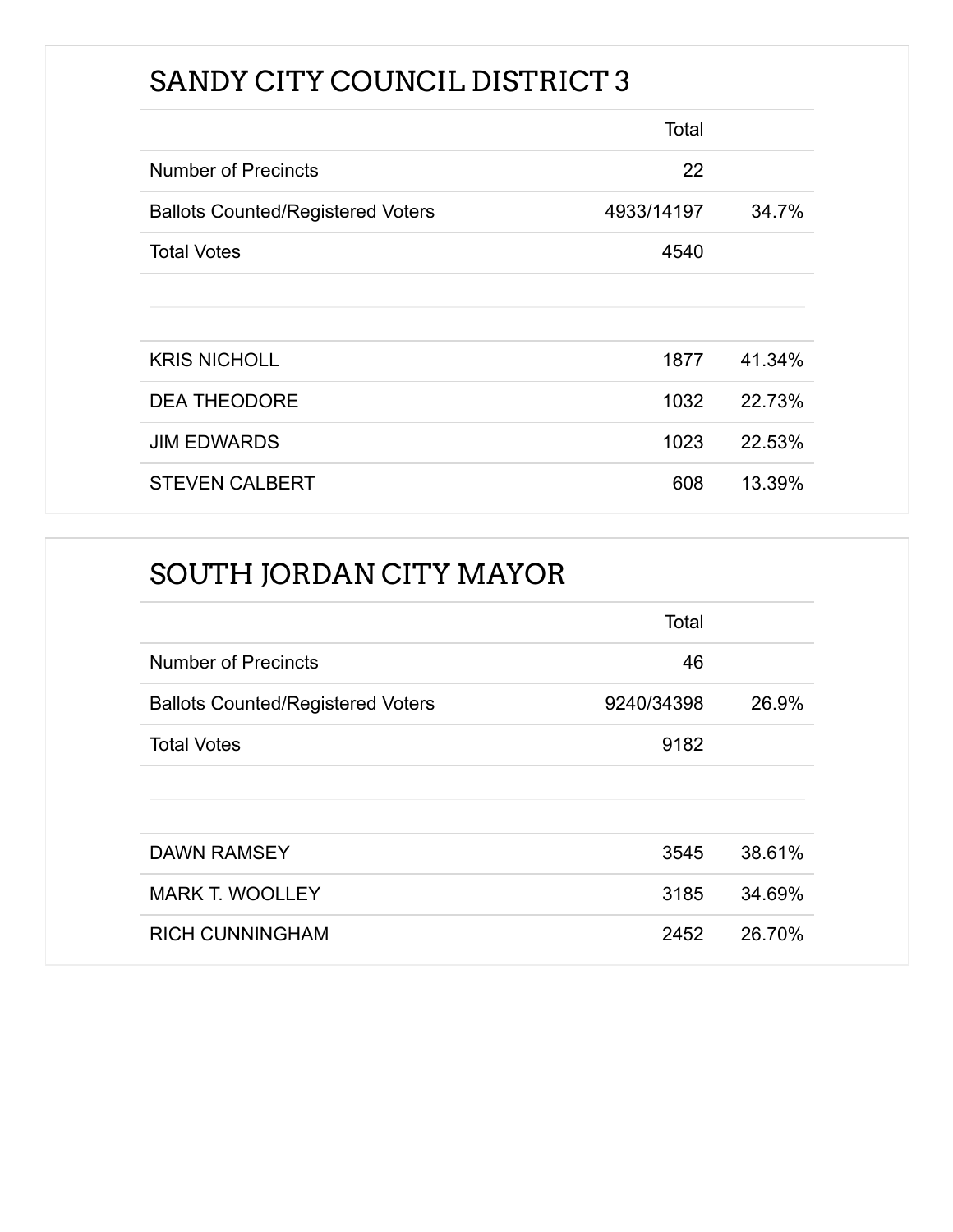## SANDY CITY COUNCIL DISTRICT 3

| | Total | |
|---|---|---|
| Number of Precincts | 22 | |
| Ballots Counted/Registered Voters | 4933/14197 | 34.7% |
| Total Votes | 4540 | |

| | | |
|---|---|---|
| KRIS NICHOLL | 1877 | 41.34% |
| DEA THEODORE | 1032 | 22.73% |
| JIM EDWARDS | 1023 | 22.53% |
| STEVEN CALBERT | 608 | 13.39% |

## SOUTH JORDAN CITY MAYOR

| | Total | |
|---|---|---|
| Number of Precincts | 46 | |
| Ballots Counted/Registered Voters | 9240/34398 | 26.9% |
| Total Votes | 9182 | |

| | | |
|---|---|---|
| DAWN RAMSEY | 3545 | 38.61% |
| MARK T. WOOLLEY | 3185 | 34.69% |
| RICH CUNNINGHAM | 2452 | 26.70% |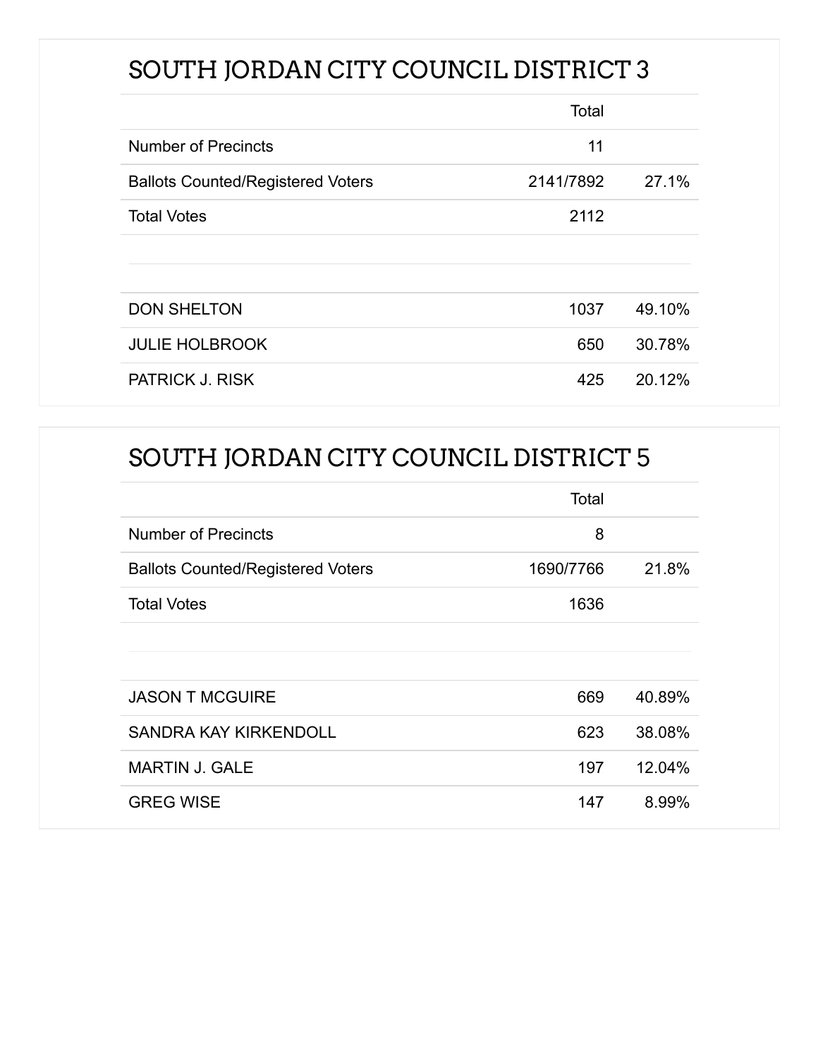## SOUTH JORDAN CITY COUNCIL DISTRICT 3

| | Total | |
|---|---|---|
| Number of Precincts | 11 | |
| Ballots Counted/Registered Voters | 2141/7892 | 27.1% |
| Total Votes | 2112 | |

| | | |
|---|---|---|
| DON SHELTON | 1037 | 49.10% |
| JULIE HOLBROOK | 650 | 30.78% |
| PATRICK J. RISK | 425 | 20.12% |

## SOUTH JORDAN CITY COUNCIL DISTRICT 5

| | Total | |
|---|---|---|
| Number of Precincts | 8 | |
| Ballots Counted/Registered Voters | 1690/7766 | 21.8% |
| Total Votes | 1636 | |

| | | |
|---|---|---|
| JASON T MCGUIRE | 669 | 40.89% |
| SANDRA KAY KIRKENDOLL | 623 | 38.08% |
| MARTIN J. GALE | 197 | 12.04% |
| GREG WISE | 147 | 8.99% |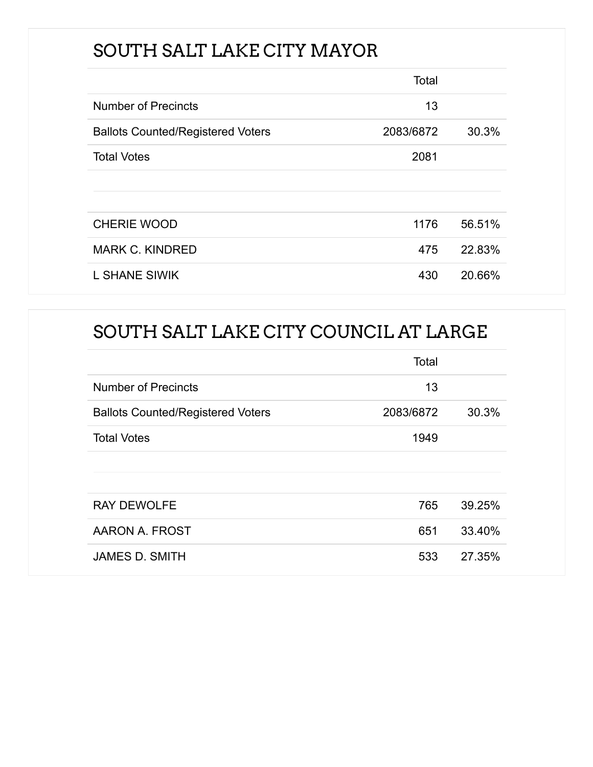## SOUTH SALT LAKE CITY MAYOR

| | Total | |
|---|---|---|
| Number of Precincts | 13 | |
| Ballots Counted/Registered Voters | 2083/6872 | 30.3% |
| Total Votes | 2081 | |
| | | |
| CHERIE WOOD | 1176 | 56.51% |
| MARK C. KINDRED | 475 | 22.83% |
| L SHANE SIWIK | 430 | 20.66% |

## SOUTH SALT LAKE CITY COUNCIL AT LARGE

| | Total | |
|---|---|---|
| Number of Precincts | 13 | |
| Ballots Counted/Registered Voters | 2083/6872 | 30.3% |
| Total Votes | 1949 | |
| | | |
| RAY DEWOLFE | 765 | 39.25% |
| AARON A. FROST | 651 | 33.40% |
| JAMES D. SMITH | 533 | 27.35% |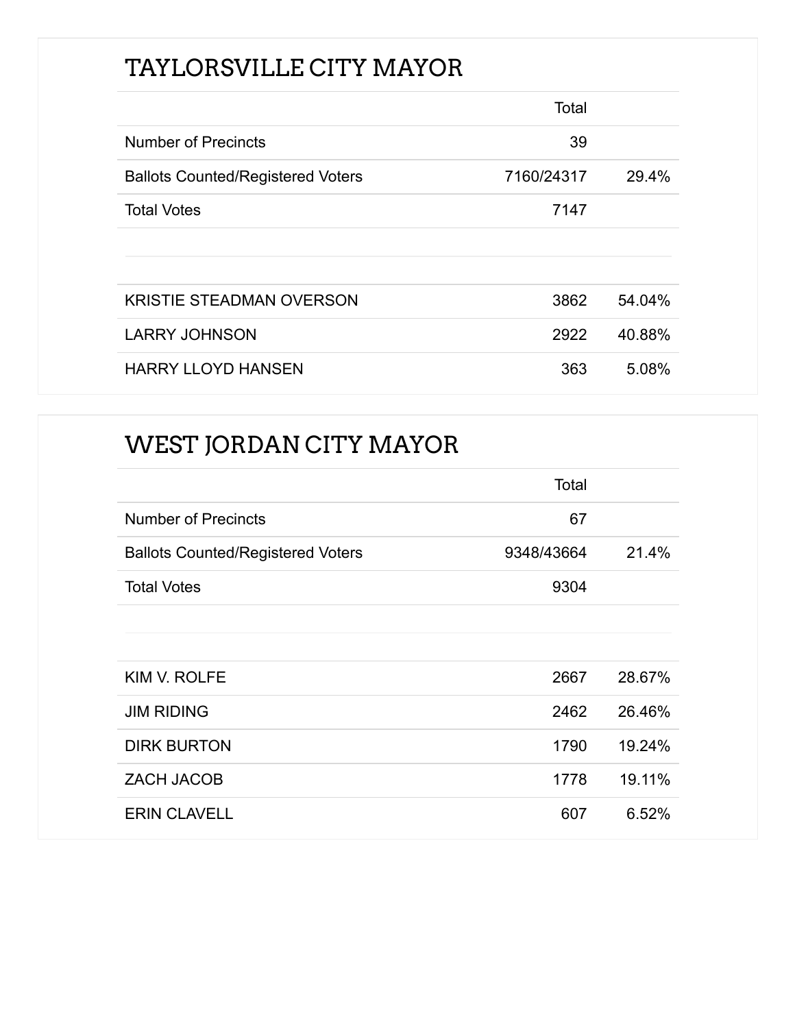## TAYLORSVILLE CITY MAYOR

| | Total | |
|---|---|---|
| Number of Precincts | 39 | |
| Ballots Counted/Registered Voters | 7160/24317 | 29.4% |
| Total Votes | 7147 | |
| | | |
| KRISTIE STEADMAN OVERSON | 3862 | 54.04% |
| LARRY JOHNSON | 2922 | 40.88% |
| HARRY LLOYD HANSEN | 363 | 5.08% |

## WEST JORDAN CITY MAYOR

| | Total | |
|---|---|---|
| Number of Precincts | 67 | |
| Ballots Counted/Registered Voters | 9348/43664 | 21.4% |
| Total Votes | 9304 | |
| | | |
| KIM V. ROLFE | 2667 | 28.67% |
| JIM RIDING | 2462 | 26.46% |
| DIRK BURTON | 1790 | 19.24% |
| ZACH JACOB | 1778 | 19.11% |
| ERIN CLAVELL | 607 | 6.52% |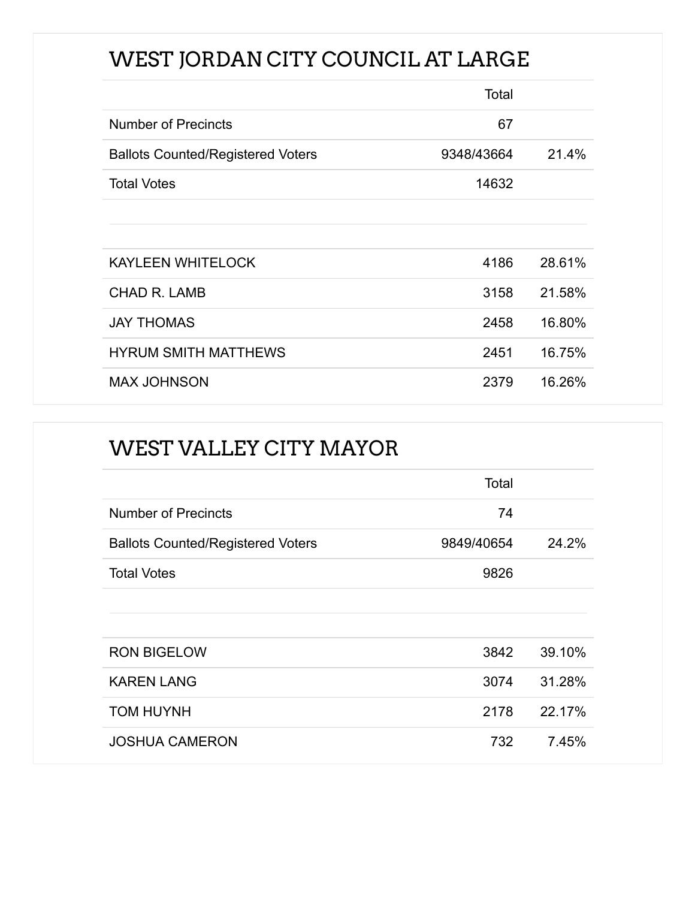## WEST JORDAN CITY COUNCIL AT LARGE

| | Total | |
|---|---|---|
| Number of Precincts | 67 | |
| Ballots Counted/Registered Voters | 9348/43664 | 21.4% |
| Total Votes | 14632 | |
| | | |
| KAYLEEN WHITELOCK | 4186 | 28.61% |
| CHAD R. LAMB | 3158 | 21.58% |
| JAY THOMAS | 2458 | 16.80% |
| HYRUM SMITH MATTHEWS | 2451 | 16.75% |
| MAX JOHNSON | 2379 | 16.26% |

## WEST VALLEY CITY MAYOR

| | Total | |
|---|---|---|
| Number of Precincts | 74 | |
| Ballots Counted/Registered Voters | 9849/40654 | 24.2% |
| Total Votes | 9826 | |
| | | |
| RON BIGELOW | 3842 | 39.10% |
| KAREN LANG | 3074 | 31.28% |
| TOM HUYNH | 2178 | 22.17% |
| JOSHUA CAMERON | 732 | 7.45% |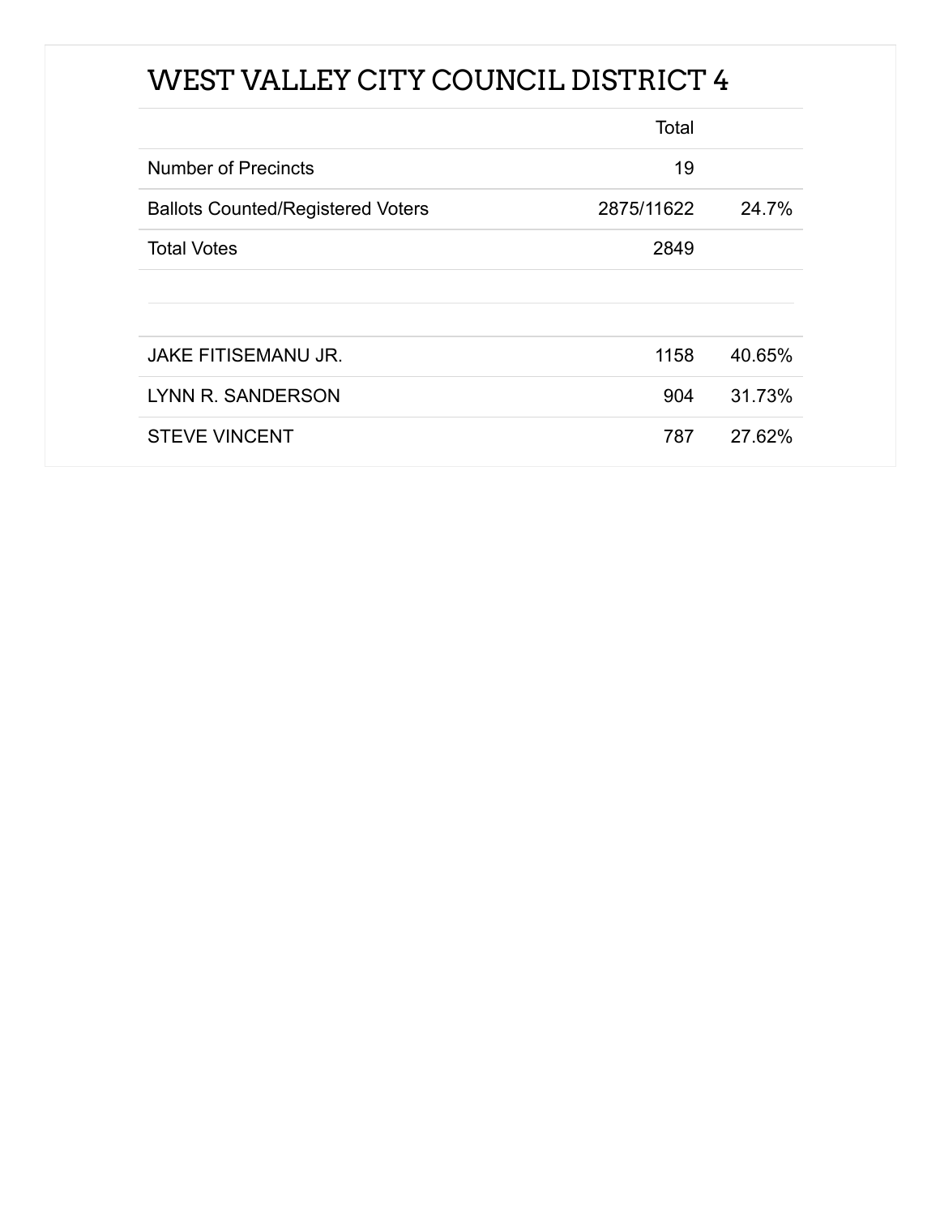# WEST VALLEY CITY COUNCIL DISTRICT 4

| | Total | |
|---|---|---|
| Number of Precincts | 19 | |
| Ballots Counted/Registered Voters | 2875/11622 | 24.7% |
| Total Votes | 2849 | |

| | | |
|---|---|---|
| JAKE FITISEMANU JR. | 1158 | 40.65% |
| LYNN R. SANDERSON | 904 | 31.73% |
| STEVE VINCENT | 787 | 27.62% |